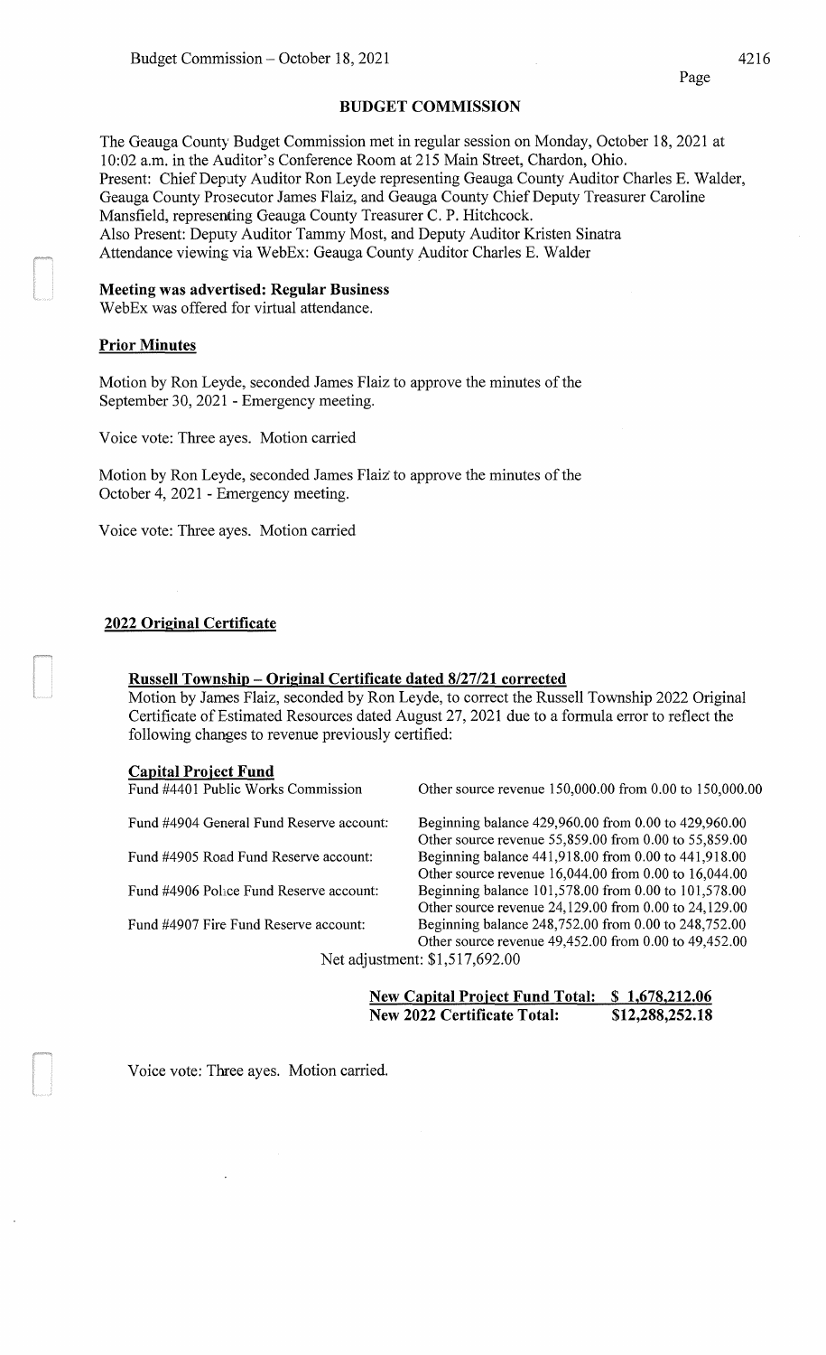## BUDGET COMMISSION

The Geauga County Budget Commission met in regular session on Monday, October 18, 2021 at 10:02 a.m. in the Auditor's Conference Room at 215 Main Street, Chardon, Ohio.
Present: Chief Deputy Auditor Ron Leyde representing Geauga County Auditor Charles E. Walder, Geauga County Prosecutor James Flaiz, and Geauga County Chief Deputy Treasurer Caroline Mansfield, representing Geauga County Treasurer C. P. Hitchcock.
Also Present: Deputy Auditor Tammy Most, and Deputy Auditor Kristen Sinatra
Attendance viewing via WebEx: Geauga County Auditor Charles E. Walder

**Meeting was advertised: Regular Business**
WebEx was offered for virtual attendance.

**Prior Minutes**

Motion by Ron Leyde, seconded James Flaiz to approve the minutes of the September 30, 2021 - Emergency meeting.

Voice vote: Three ayes. Motion carried

Motion by Ron Leyde, seconded James Flaiz to approve the minutes of the October 4, 2021 - Emergency meeting.

Voice vote: Three ayes. Motion carried

**2022 Original Certificate**

**Russell Township – Original Certificate dated 8/27/21 corrected**
Motion by James Flaiz, seconded by Ron Leyde, to correct the Russell Township 2022 Original Certificate of Estimated Resources dated August 27, 2021 due to a formula error to reflect the following changes to revenue previously certified:

**Capital Project Fund**

| | |
|---|---|
| Fund #4401 Public Works Commission | Other source revenue 150,000.00 from 0.00 to 150,000.00 |
| Fund #4904 General Fund Reserve account: | Beginning balance 429,960.00 from 0.00 to 429,960.00<br>Other source revenue 55,859.00 from 0.00 to 55,859.00 |
| Fund #4905 Road Fund Reserve account: | Beginning balance 441,918.00 from 0.00 to 441,918.00<br>Other source revenue 16,044.00 from 0.00 to 16,044.00 |
| Fund #4906 Police Fund Reserve account: | Beginning balance 101,578.00 from 0.00 to 101,578.00<br>Other source revenue 24,129.00 from 0.00 to 24,129.00 |
| Fund #4907 Fire Fund Reserve account: | Beginning balance 248,752.00 from 0.00 to 248,752.00<br>Other source revenue 49,452.00 from 0.00 to 49,452.00 |

Net adjustment: $1,517,692.00

**New Capital Project Fund Total: $ 1,678,212.06**
**New 2022 Certificate Total: $12,288,252.18**

Voice vote: Three ayes. Motion carried.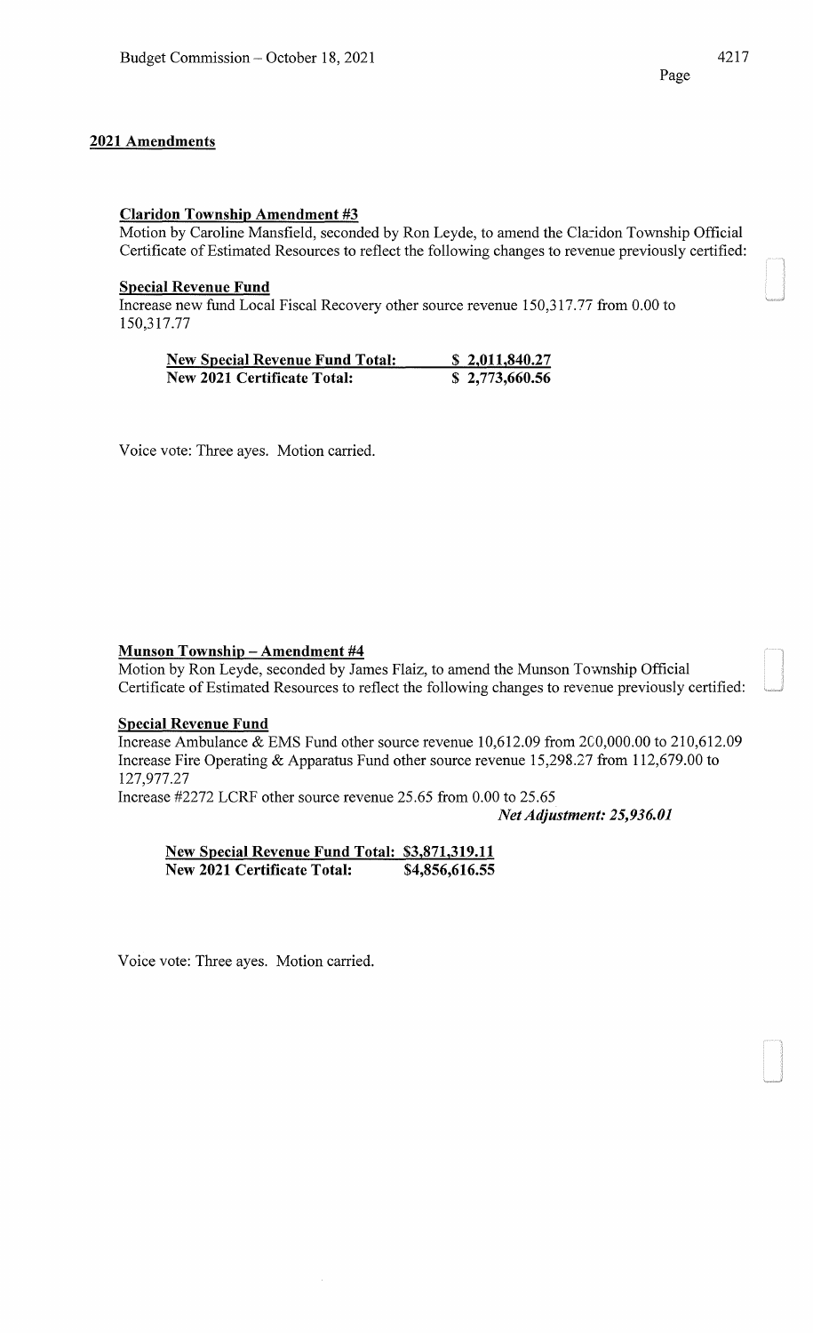## 2021 Amendments

**Claridon Township Amendment #3**

Motion by Caroline Mansfield, seconded by Ron Leyde, to amend the Claridon Township Official Certificate of Estimated Resources to reflect the following changes to revenue previously certified:

**Special Revenue Fund**

Increase new fund Local Fiscal Recovery other source revenue 150,317.77 from 0.00 to 150,317.77

| | |
|---|---|
| **New Special Revenue Fund Total:** | **$ 2,011,840.27** |
| **New 2021 Certificate Total:** | **$ 2,773,660.56** |

Voice vote: Three ayes. Motion carried.

**Munson Township – Amendment #4**

Motion by Ron Leyde, seconded by James Flaiz, to amend the Munson Township Official Certificate of Estimated Resources to reflect the following changes to revenue previously certified:

**Special Revenue Fund**

Increase Ambulance & EMS Fund other source revenue 10,612.09 from 200,000.00 to 210,612.09
Increase Fire Operating & Apparatus Fund other source revenue 15,298.27 from 112,679.00 to 127,977.27
Increase #2272 LCRF other source revenue 25.65 from 0.00 to 25.65

***Net Adjustment: 25,936.01***

| | |
|---|---|
| **New Special Revenue Fund Total:** | **$3,871,319.11** |
| **New 2021 Certificate Total:** | **$4,856,616.55** |

Voice vote: Three ayes. Motion carried.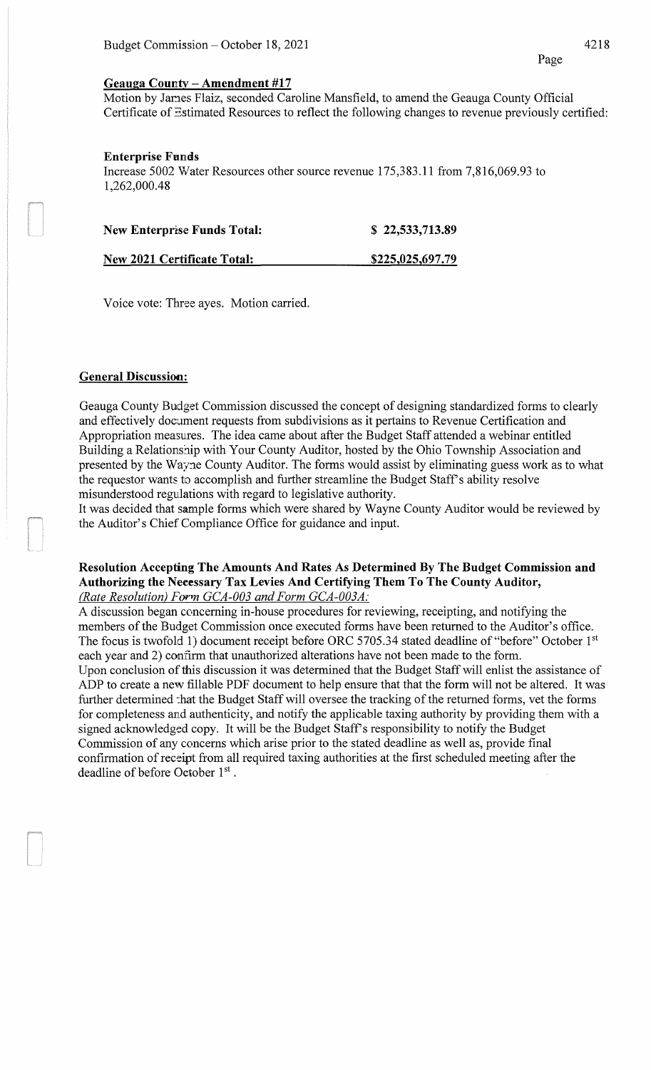**Geauga County – Amendment #17**

Motion by James Flaiz, seconded Caroline Mansfield, to amend the Geauga County Official Certificate of Estimated Resources to reflect the following changes to revenue previously certified:

**Enterprise Funds**

Increase 5002 Water Resources other source revenue 175,383.11 from 7,816,069.93 to 1,262,000.48

| **New Enterprise Funds Total:** | **$ 22,533,713.89** |
|---|---|
| **New 2021 Certificate Total:** | **$225,025,697.79** |

Voice vote: Three ayes. Motion carried.

**General Discussion:**

Geauga County Budget Commission discussed the concept of designing standardized forms to clearly and effectively document requests from subdivisions as it pertains to Revenue Certification and Appropriation measures. The idea came about after the Budget Staff attended a webinar entitled Building a Relationship with Your County Auditor, hosted by the Ohio Township Association and presented by the Wayne County Auditor. The forms would assist by eliminating guess work as to what the requestor wants to accomplish and further streamline the Budget Staff's ability resolve misunderstood regulations with regard to legislative authority.

It was decided that sample forms which were shared by Wayne County Auditor would be reviewed by the Auditor's Chief Compliance Office for guidance and input.

**Resolution Accepting The Amounts And Rates As Determined By The Budget Commission and Authorizing the Necessary Tax Levies And Certifying Them To The County Auditor,** *(Rate Resolution) Form GCA-003 and Form GCA-003A:*

A discussion began concerning in-house procedures for reviewing, receipting, and notifying the members of the Budget Commission once executed forms have been returned to the Auditor's office. The focus is twofold 1) document receipt before ORC 5705.34 stated deadline of "before" October 1st each year and 2) confirm that unauthorized alterations have not been made to the form.

Upon conclusion of this discussion it was determined that the Budget Staff will enlist the assistance of ADP to create a new fillable PDF document to help ensure that that the form will not be altered. It was further determined that the Budget Staff will oversee the tracking of the returned forms, vet the forms for completeness and authenticity, and notify the applicable taxing authority by providing them with a signed acknowledged copy. It will be the Budget Staff's responsibility to notify the Budget Commission of any concerns which arise prior to the stated deadline as well as, provide final confirmation of receipt from all required taxing authorities at the first scheduled meeting after the deadline of before October 1st .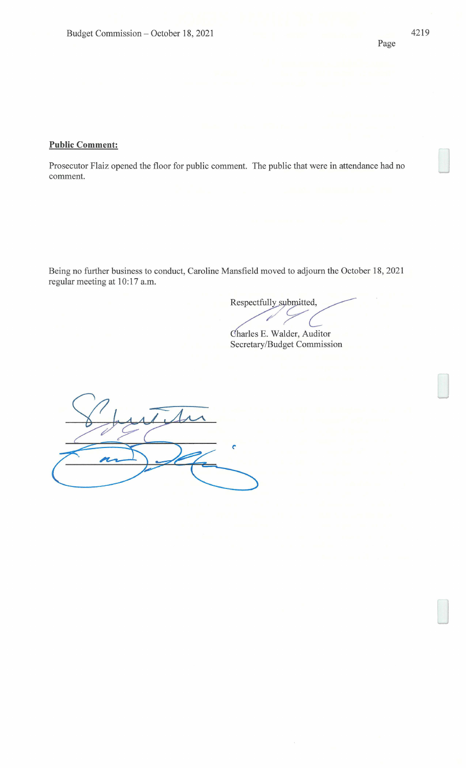**Public Comment:**

Prosecutor Flaiz opened the floor for public comment. The public that were in attendance had no comment.

Being no further business to conduct, Caroline Mansfield moved to adjourn the October 18, 2021 regular meeting at 10:17 a.m.

Respectfully submitted,

Charles E. Walder, Auditor
Secretary/Budget Commission